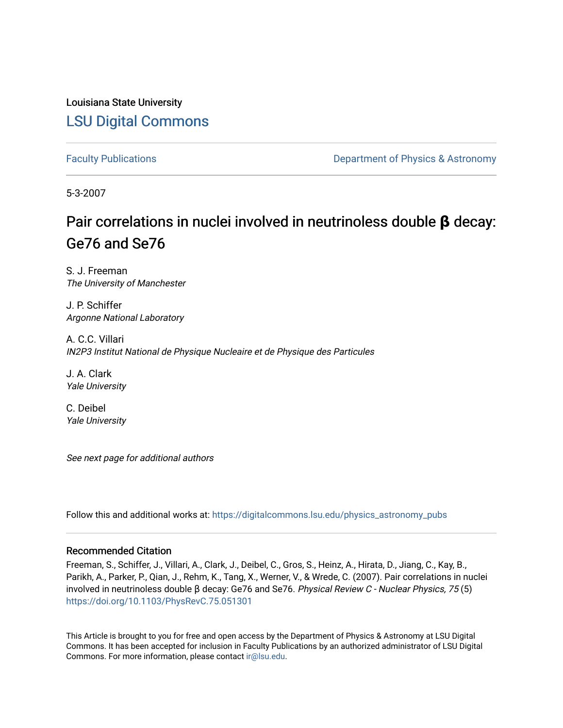Louisiana State University

## LSU Digital Commons

Faculty Publications

Department of Physics & Astronomy

5-3-2007

# Pair correlations in nuclei involved in neutrinoless double β decay: Ge76 and Se76

S. J. Freeman
*The University of Manchester*

J. P. Schiffer
*Argonne National Laboratory*

A. C.C. Villari
*IN2P3 Institut National de Physique Nucleaire et de Physique des Particules*

J. A. Clark
*Yale University*

C. Deibel
*Yale University*

*See next page for additional authors*

Follow this and additional works at: https://digitalcommons.lsu.edu/physics_astronomy_pubs

### Recommended Citation

Freeman, S., Schiffer, J., Villari, A., Clark, J., Deibel, C., Gros, S., Heinz, A., Hirata, D., Jiang, C., Kay, B., Parikh, A., Parker, P., Qian, J., Rehm, K., Tang, X., Werner, V., & Wrede, C. (2007). Pair correlations in nuclei involved in neutrinoless double β decay: Ge76 and Se76. *Physical Review C - Nuclear Physics, 75* (5) https://doi.org/10.1103/PhysRevC.75.051301

This Article is brought to you for free and open access by the Department of Physics & Astronomy at LSU Digital Commons. It has been accepted for inclusion in Faculty Publications by an authorized administrator of LSU Digital Commons. For more information, please contact ir@lsu.edu.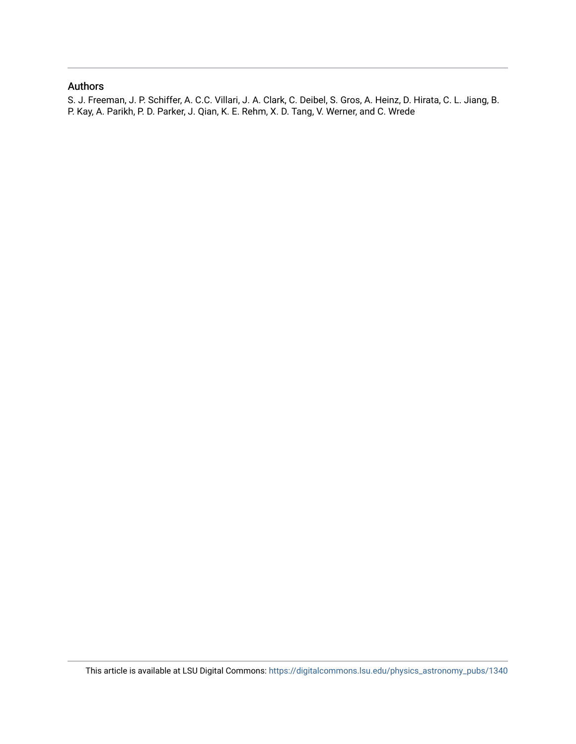## Authors

S. J. Freeman, J. P. Schiffer, A. C.C. Villari, J. A. Clark, C. Deibel, S. Gros, A. Heinz, D. Hirata, C. L. Jiang, B. P. Kay, A. Parikh, P. D. Parker, J. Qian, K. E. Rehm, X. D. Tang, V. Werner, and C. Wrede

This article is available at LSU Digital Commons: https://digitalcommons.lsu.edu/physics_astronomy_pubs/1340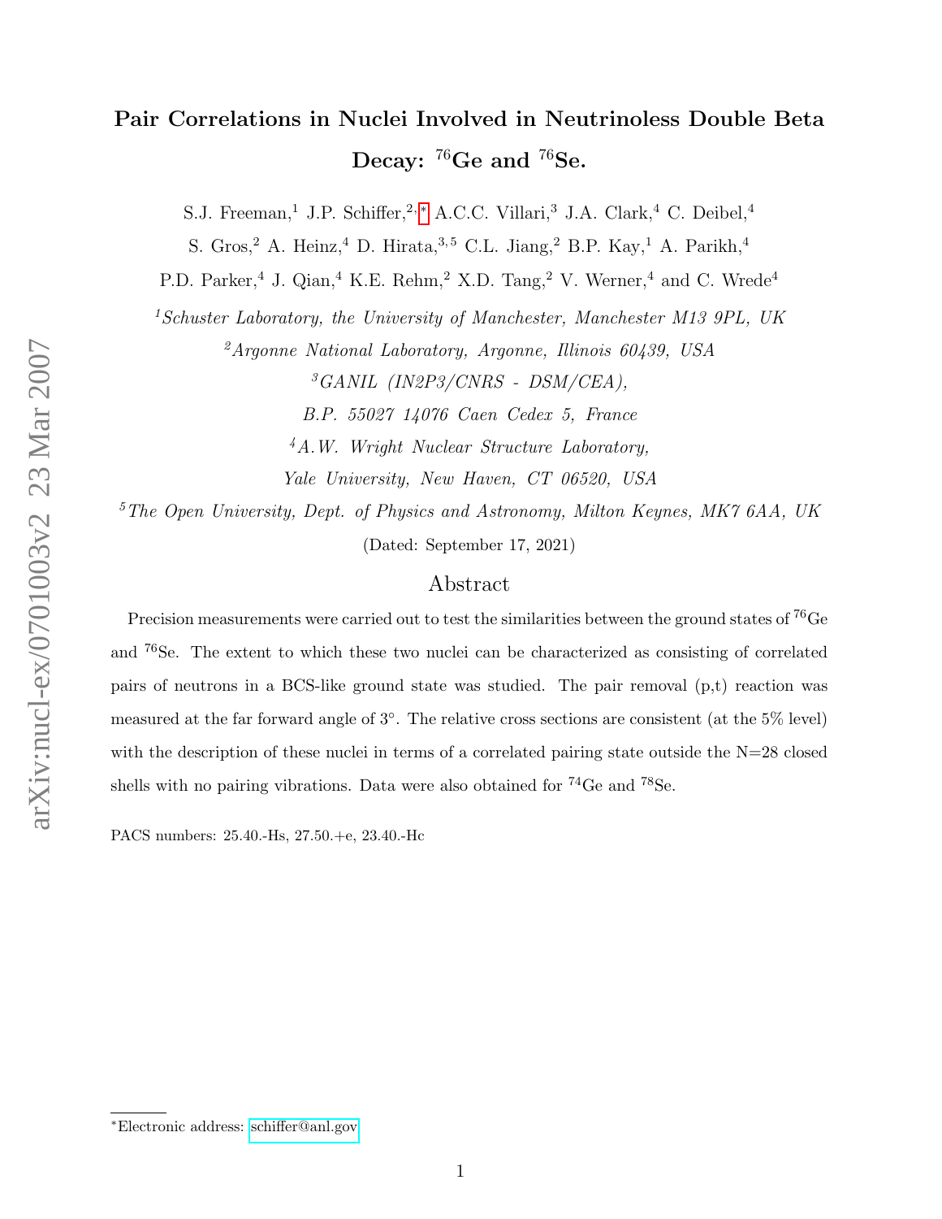# Pair Correlations in Nuclei Involved in Neutrinoless Double Beta Decay: $^{76}$Ge and $^{76}$Se.

S.J. Freeman,[1] J.P. Schiffer,[2,*] A.C.C. Villari,[3] J.A. Clark,[4] C. Deibel,[4] S. Gros,[2] A. Heinz,[4] D. Hirata,[3,5] C.L. Jiang,[2] B.P. Kay,[1] A. Parikh,[4] P.D. Parker,[4] J. Qian,[4] K.E. Rehm,[2] X.D. Tang,[2] V. Werner,[4] and C. Wrede[4]

[1]*Schuster Laboratory, the University of Manchester, Manchester M13 9PL, UK*

[2]*Argonne National Laboratory, Argonne, Illinois 60439, USA*

[3]*GANIL (IN2P3/CNRS - DSM/CEA), B.P. 55027 14076 Caen Cedex 5, France*

[4]*A.W. Wright Nuclear Structure Laboratory, Yale University, New Haven, CT 06520, USA*

[5]*The Open University, Dept. of Physics and Astronomy, Milton Keynes, MK7 6AA, UK*

(Dated: September 17, 2021)

## Abstract

Precision measurements were carried out to test the similarities between the ground states of $^{76}$Ge and $^{76}$Se. The extent to which these two nuclei can be characterized as consisting of correlated pairs of neutrons in a BCS-like ground state was studied. The pair removal (p,t) reaction was measured at the far forward angle of 3°. The relative cross sections are consistent (at the 5% level) with the description of these nuclei in terms of a correlated pairing state outside the N=28 closed shells with no pairing vibrations. Data were also obtained for $^{74}$Ge and $^{78}$Se.

PACS numbers: 25.40.-Hs, 27.50.+e, 23.40.-Hc

---

*Electronic address: schiffer@anl.gov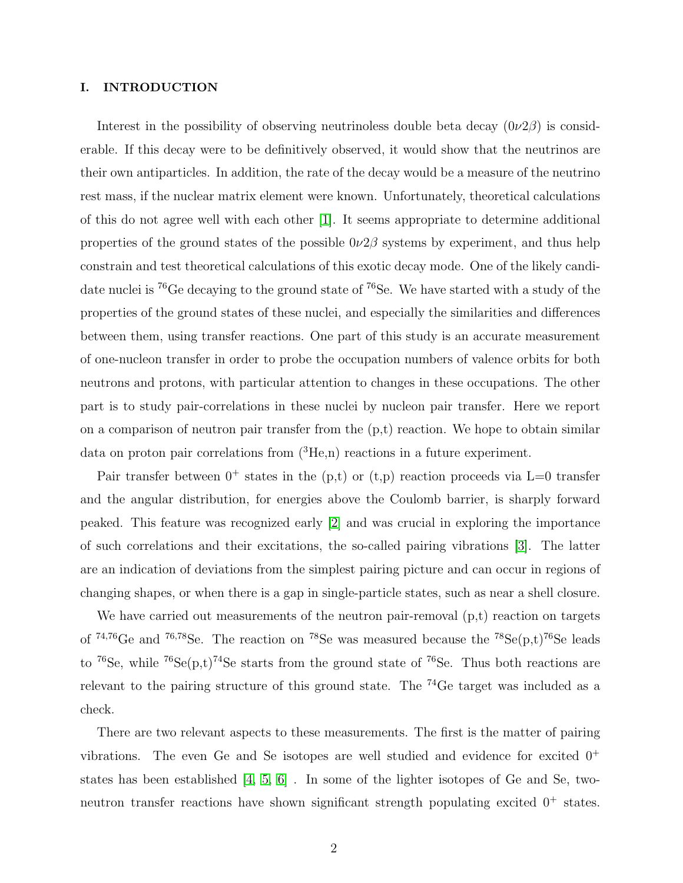## I. INTRODUCTION

Interest in the possibility of observing neutrinoless double beta decay ($0\nu 2\beta$) is considerable. If this decay were to be definitively observed, it would show that the neutrinos are their own antiparticles. In addition, the rate of the decay would be a measure of the neutrino rest mass, if the nuclear matrix element were known. Unfortunately, theoretical calculations of this do not agree well with each other [1]. It seems appropriate to determine additional properties of the ground states of the possible $0\nu 2\beta$ systems by experiment, and thus help constrain and test theoretical calculations of this exotic decay mode. One of the likely candidate nuclei is $^{76}$Ge decaying to the ground state of $^{76}$Se. We have started with a study of the properties of the ground states of these nuclei, and especially the similarities and differences between them, using transfer reactions. One part of this study is an accurate measurement of one-nucleon transfer in order to probe the occupation numbers of valence orbits for both neutrons and protons, with particular attention to changes in these occupations. The other part is to study pair-correlations in these nuclei by nucleon pair transfer. Here we report on a comparison of neutron pair transfer from the (p,t) reaction. We hope to obtain similar data on proton pair correlations from ($^3$He,n) reactions in a future experiment.

Pair transfer between $0^+$ states in the (p,t) or (t,p) reaction proceeds via L=0 transfer and the angular distribution, for energies above the Coulomb barrier, is sharply forward peaked. This feature was recognized early [2] and was crucial in exploring the importance of such correlations and their excitations, the so-called pairing vibrations [3]. The latter are an indication of deviations from the simplest pairing picture and can occur in regions of changing shapes, or when there is a gap in single-particle states, such as near a shell closure.

We have carried out measurements of the neutron pair-removal (p,t) reaction on targets of $^{74,76}$Ge and $^{76,78}$Se. The reaction on $^{78}$Se was measured because the $^{78}$Se(p,t)$^{76}$Se leads to $^{76}$Se, while $^{76}$Se(p,t)$^{74}$Se starts from the ground state of $^{76}$Se. Thus both reactions are relevant to the pairing structure of this ground state. The $^{74}$Ge target was included as a check.

There are two relevant aspects to these measurements. The first is the matter of pairing vibrations. The even Ge and Se isotopes are well studied and evidence for excited $0^+$ states has been established [4, 5, 6] . In some of the lighter isotopes of Ge and Se, two-neutron transfer reactions have shown significant strength populating excited $0^+$ states.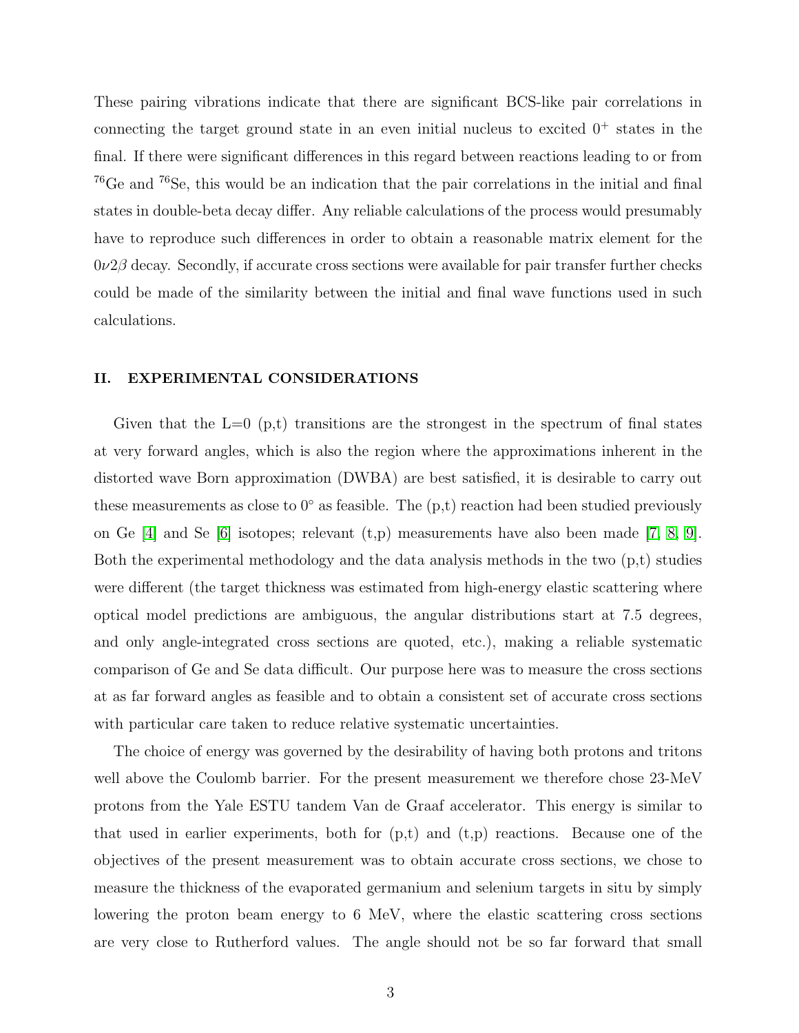These pairing vibrations indicate that there are significant BCS-like pair correlations in connecting the target ground state in an even initial nucleus to excited $0^+$ states in the final. If there were significant differences in this regard between reactions leading to or from $^{76}$Ge and $^{76}$Se, this would be an indication that the pair correlations in the initial and final states in double-beta decay differ. Any reliable calculations of the process would presumably have to reproduce such differences in order to obtain a reasonable matrix element for the $0\nu2\beta$ decay. Secondly, if accurate cross sections were available for pair transfer further checks could be made of the similarity between the initial and final wave functions used in such calculations.

## II. EXPERIMENTAL CONSIDERATIONS

Given that the L=0 (p,t) transitions are the strongest in the spectrum of final states at very forward angles, which is also the region where the approximations inherent in the distorted wave Born approximation (DWBA) are best satisfied, it is desirable to carry out these measurements as close to 0° as feasible. The (p,t) reaction had been studied previously on Ge [4] and Se [6] isotopes; relevant (t,p) measurements have also been made [7, 8, 9]. Both the experimental methodology and the data analysis methods in the two (p,t) studies were different (the target thickness was estimated from high-energy elastic scattering where optical model predictions are ambiguous, the angular distributions start at 7.5 degrees, and only angle-integrated cross sections are quoted, etc.), making a reliable systematic comparison of Ge and Se data difficult. Our purpose here was to measure the cross sections at as far forward angles as feasible and to obtain a consistent set of accurate cross sections with particular care taken to reduce relative systematic uncertainties.

The choice of energy was governed by the desirability of having both protons and tritons well above the Coulomb barrier. For the present measurement we therefore chose 23-MeV protons from the Yale ESTU tandem Van de Graaf accelerator. This energy is similar to that used in earlier experiments, both for (p,t) and (t,p) reactions. Because one of the objectives of the present measurement was to obtain accurate cross sections, we chose to measure the thickness of the evaporated germanium and selenium targets in situ by simply lowering the proton beam energy to 6 MeV, where the elastic scattering cross sections are very close to Rutherford values. The angle should not be so far forward that small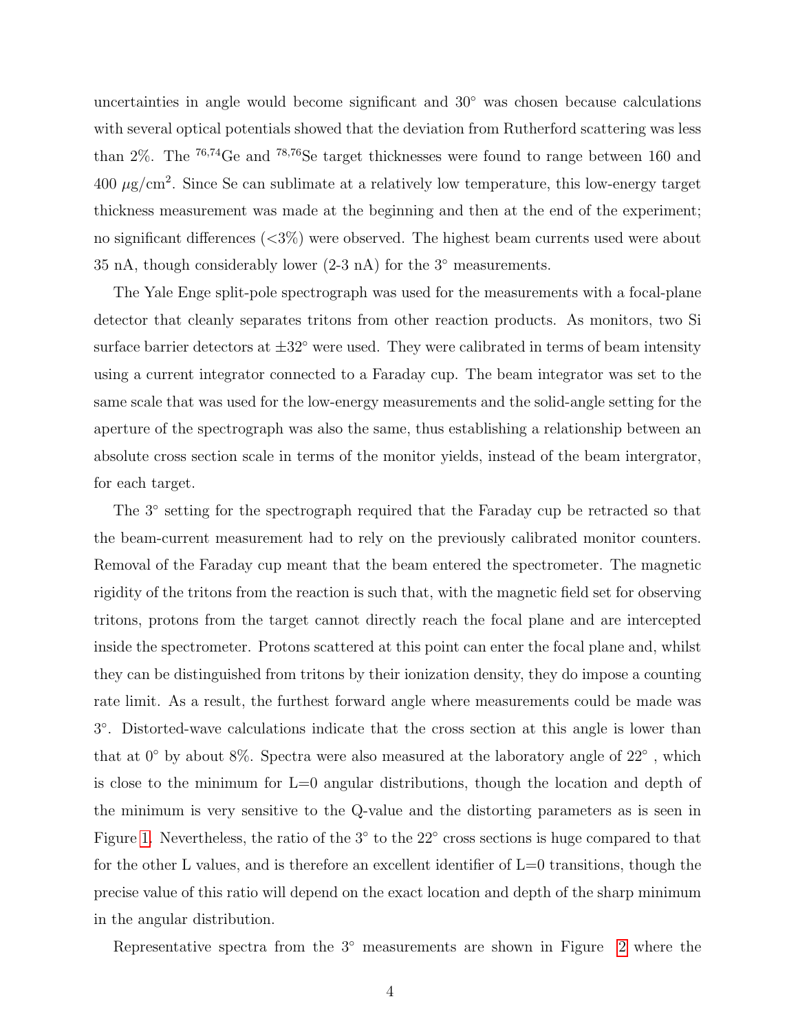uncertainties in angle would become significant and 30° was chosen because calculations with several optical potentials showed that the deviation from Rutherford scattering was less than 2%. The $^{76,74}$Ge and $^{78,76}$Se target thicknesses were found to range between 160 and 400 $\mu$g/cm$^2$. Since Se can sublimate at a relatively low temperature, this low-energy target thickness measurement was made at the beginning and then at the end of the experiment; no significant differences (<3%) were observed. The highest beam currents used were about 35 nA, though considerably lower (2-3 nA) for the 3° measurements.

The Yale Enge split-pole spectrograph was used for the measurements with a focal-plane detector that cleanly separates tritons from other reaction products. As monitors, two Si surface barrier detectors at ±32° were used. They were calibrated in terms of beam intensity using a current integrator connected to a Faraday cup. The beam integrator was set to the same scale that was used for the low-energy measurements and the solid-angle setting for the aperture of the spectrograph was also the same, thus establishing a relationship between an absolute cross section scale in terms of the monitor yields, instead of the beam intergrator, for each target.

The 3° setting for the spectrograph required that the Faraday cup be retracted so that the beam-current measurement had to rely on the previously calibrated monitor counters. Removal of the Faraday cup meant that the beam entered the spectrometer. The magnetic rigidity of the tritons from the reaction is such that, with the magnetic field set for observing tritons, protons from the target cannot directly reach the focal plane and are intercepted inside the spectrometer. Protons scattered at this point can enter the focal plane and, whilst they can be distinguished from tritons by their ionization density, they do impose a counting rate limit. As a result, the furthest forward angle where measurements could be made was 3°. Distorted-wave calculations indicate that the cross section at this angle is lower than that at 0° by about 8%. Spectra were also measured at the laboratory angle of 22° , which is close to the minimum for L=0 angular distributions, though the location and depth of the minimum is very sensitive to the Q-value and the distorting parameters as is seen in Figure 1. Nevertheless, the ratio of the 3° to the 22° cross sections is huge compared to that for the other L values, and is therefore an excellent identifier of L=0 transitions, though the precise value of this ratio will depend on the exact location and depth of the sharp minimum in the angular distribution.

Representative spectra from the 3° measurements are shown in Figure 2 where the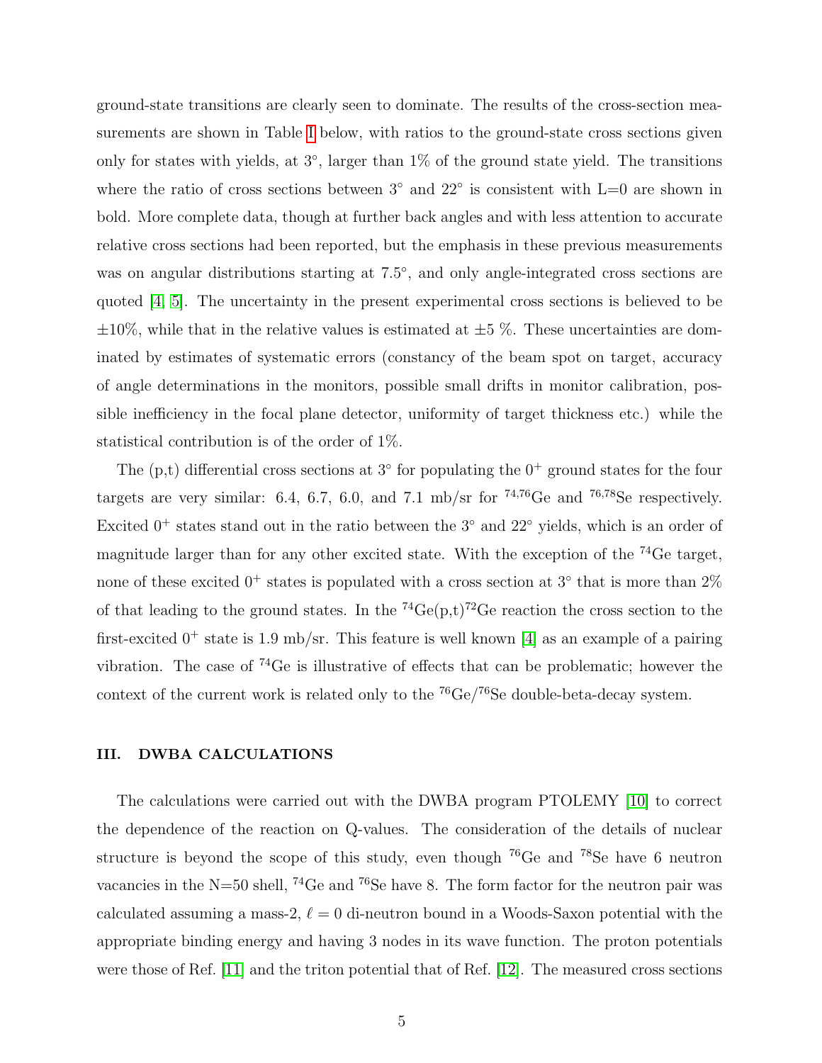ground-state transitions are clearly seen to dominate. The results of the cross-section measurements are shown in Table I below, with ratios to the ground-state cross sections given only for states with yields, at 3°, larger than 1% of the ground state yield. The transitions where the ratio of cross sections between 3° and 22° is consistent with L=0 are shown in bold. More complete data, though at further back angles and with less attention to accurate relative cross sections had been reported, but the emphasis in these previous measurements was on angular distributions starting at 7.5°, and only angle-integrated cross sections are quoted [4, 5]. The uncertainty in the present experimental cross sections is believed to be ±10%, while that in the relative values is estimated at ±5 %. These uncertainties are dominated by estimates of systematic errors (constancy of the beam spot on target, accuracy of angle determinations in the monitors, possible small drifts in monitor calibration, possible inefficiency in the focal plane detector, uniformity of target thickness etc.) while the statistical contribution is of the order of 1%.

The (p,t) differential cross sections at 3° for populating the $0^+$ ground states for the four targets are very similar: 6.4, 6.7, 6.0, and 7.1 mb/sr for $^{74,76}$Ge and $^{76,78}$Se respectively. Excited $0^+$ states stand out in the ratio between the 3° and 22° yields, which is an order of magnitude larger than for any other excited state. With the exception of the $^{74}$Ge target, none of these excited $0^+$ states is populated with a cross section at 3° that is more than 2% of that leading to the ground states. In the $^{74}$Ge(p,t)$^{72}$Ge reaction the cross section to the first-excited $0^+$ state is 1.9 mb/sr. This feature is well known [4] as an example of a pairing vibration. The case of $^{74}$Ge is illustrative of effects that can be problematic; however the context of the current work is related only to the $^{76}$Ge/$^{76}$Se double-beta-decay system.

## III. DWBA CALCULATIONS

The calculations were carried out with the DWBA program PTOLEMY [10] to correct the dependence of the reaction on Q-values. The consideration of the details of nuclear structure is beyond the scope of this study, even though $^{76}$Ge and $^{78}$Se have 6 neutron vacancies in the N=50 shell, $^{74}$Ge and $^{76}$Se have 8. The form factor for the neutron pair was calculated assuming a mass-2, $\ell = 0$ di-neutron bound in a Woods-Saxon potential with the appropriate binding energy and having 3 nodes in its wave function. The proton potentials were those of Ref. [11] and the triton potential that of Ref. [12]. The measured cross sections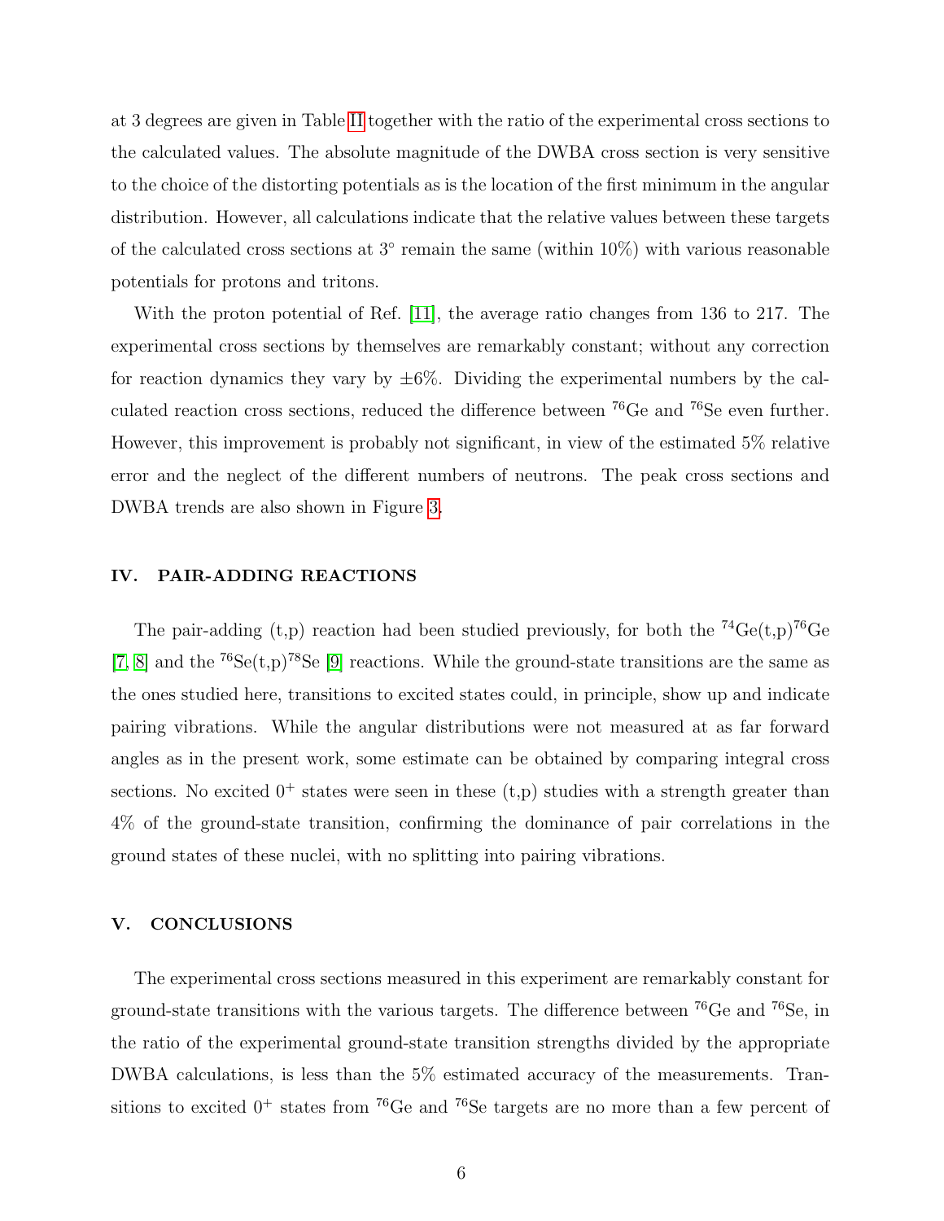at 3 degrees are given in Table II together with the ratio of the experimental cross sections to the calculated values. The absolute magnitude of the DWBA cross section is very sensitive to the choice of the distorting potentials as is the location of the first minimum in the angular distribution. However, all calculations indicate that the relative values between these targets of the calculated cross sections at 3° remain the same (within 10%) with various reasonable potentials for protons and tritons.

With the proton potential of Ref. [11], the average ratio changes from 136 to 217. The experimental cross sections by themselves are remarkably constant; without any correction for reaction dynamics they vary by ±6%. Dividing the experimental numbers by the calculated reaction cross sections, reduced the difference between $^{76}$Ge and $^{76}$Se even further. However, this improvement is probably not significant, in view of the estimated 5% relative error and the neglect of the different numbers of neutrons. The peak cross sections and DWBA trends are also shown in Figure 3.

## IV. PAIR-ADDING REACTIONS

The pair-adding (t,p) reaction had been studied previously, for both the $^{74}$Ge(t,p)$^{76}$Ge [7, 8] and the $^{76}$Se(t,p)$^{78}$Se [9] reactions. While the ground-state transitions are the same as the ones studied here, transitions to excited states could, in principle, show up and indicate pairing vibrations. While the angular distributions were not measured at as far forward angles as in the present work, some estimate can be obtained by comparing integral cross sections. No excited $0^+$ states were seen in these (t,p) studies with a strength greater than 4% of the ground-state transition, confirming the dominance of pair correlations in the ground states of these nuclei, with no splitting into pairing vibrations.

## V. CONCLUSIONS

The experimental cross sections measured in this experiment are remarkably constant for ground-state transitions with the various targets. The difference between $^{76}$Ge and $^{76}$Se, in the ratio of the experimental ground-state transition strengths divided by the appropriate DWBA calculations, is less than the 5% estimated accuracy of the measurements. Transitions to excited $0^+$ states from $^{76}$Ge and $^{76}$Se targets are no more than a few percent of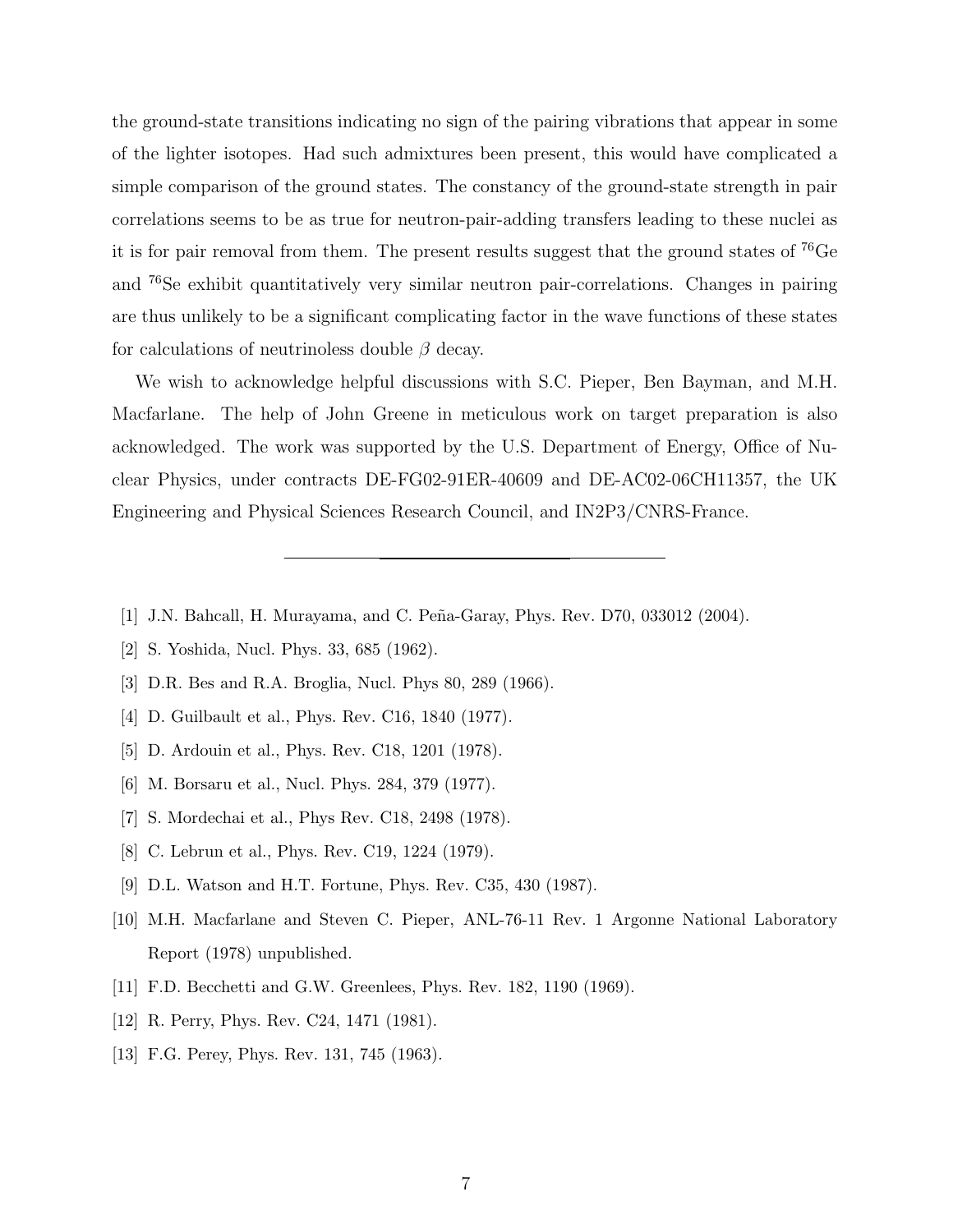the ground-state transitions indicating no sign of the pairing vibrations that appear in some of the lighter isotopes. Had such admixtures been present, this would have complicated a simple comparison of the ground states. The constancy of the ground-state strength in pair correlations seems to be as true for neutron-pair-adding transfers leading to these nuclei as it is for pair removal from them. The present results suggest that the ground states of $^{76}$Ge and $^{76}$Se exhibit quantitatively very similar neutron pair-correlations. Changes in pairing are thus unlikely to be a significant complicating factor in the wave functions of these states for calculations of neutrinoless double $\beta$ decay.

We wish to acknowledge helpful discussions with S.C. Pieper, Ben Bayman, and M.H. Macfarlane. The help of John Greene in meticulous work on target preparation is also acknowledged. The work was supported by the U.S. Department of Energy, Office of Nuclear Physics, under contracts DE-FG02-91ER-40609 and DE-AC02-06CH11357, the UK Engineering and Physical Sciences Research Council, and IN2P3/CNRS-France.

---

[1] J.N. Bahcall, H. Murayama, and C. Peña-Garay, Phys. Rev. D70, 033012 (2004).

[2] S. Yoshida, Nucl. Phys. 33, 685 (1962).

[3] D.R. Bes and R.A. Broglia, Nucl. Phys 80, 289 (1966).

[4] D. Guilbault et al., Phys. Rev. C16, 1840 (1977).

[5] D. Ardouin et al., Phys. Rev. C18, 1201 (1978).

[6] M. Borsaru et al., Nucl. Phys. 284, 379 (1977).

[7] S. Mordechai et al., Phys Rev. C18, 2498 (1978).

[8] C. Lebrun et al., Phys. Rev. C19, 1224 (1979).

[9] D.L. Watson and H.T. Fortune, Phys. Rev. C35, 430 (1987).

[10] M.H. Macfarlane and Steven C. Pieper, ANL-76-11 Rev. 1 Argonne National Laboratory Report (1978) unpublished.

[11] F.D. Becchetti and G.W. Greenlees, Phys. Rev. 182, 1190 (1969).

[12] R. Perry, Phys. Rev. C24, 1471 (1981).

[13] F.G. Perey, Phys. Rev. 131, 745 (1963).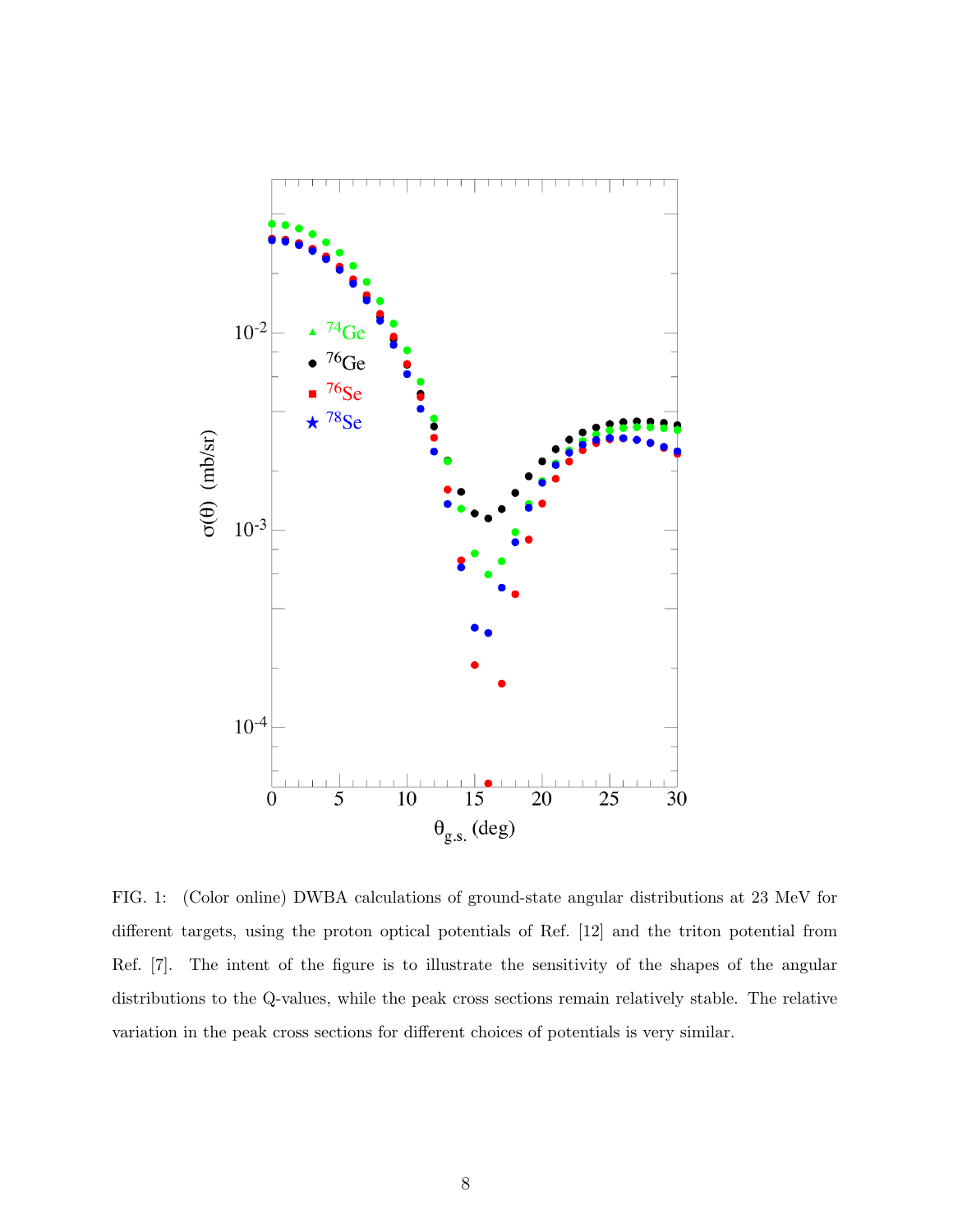FIG. 1: (Color online) DWBA calculations of ground-state angular distributions at 23 MeV for different targets, using the proton optical potentials of Ref. [12] and the triton potential from Ref. [7]. The intent of the figure is to illustrate the sensitivity of the shapes of the angular distributions to the Q-values, while the peak cross sections remain relatively stable. The relative variation in the peak cross sections for different choices of potentials is very similar.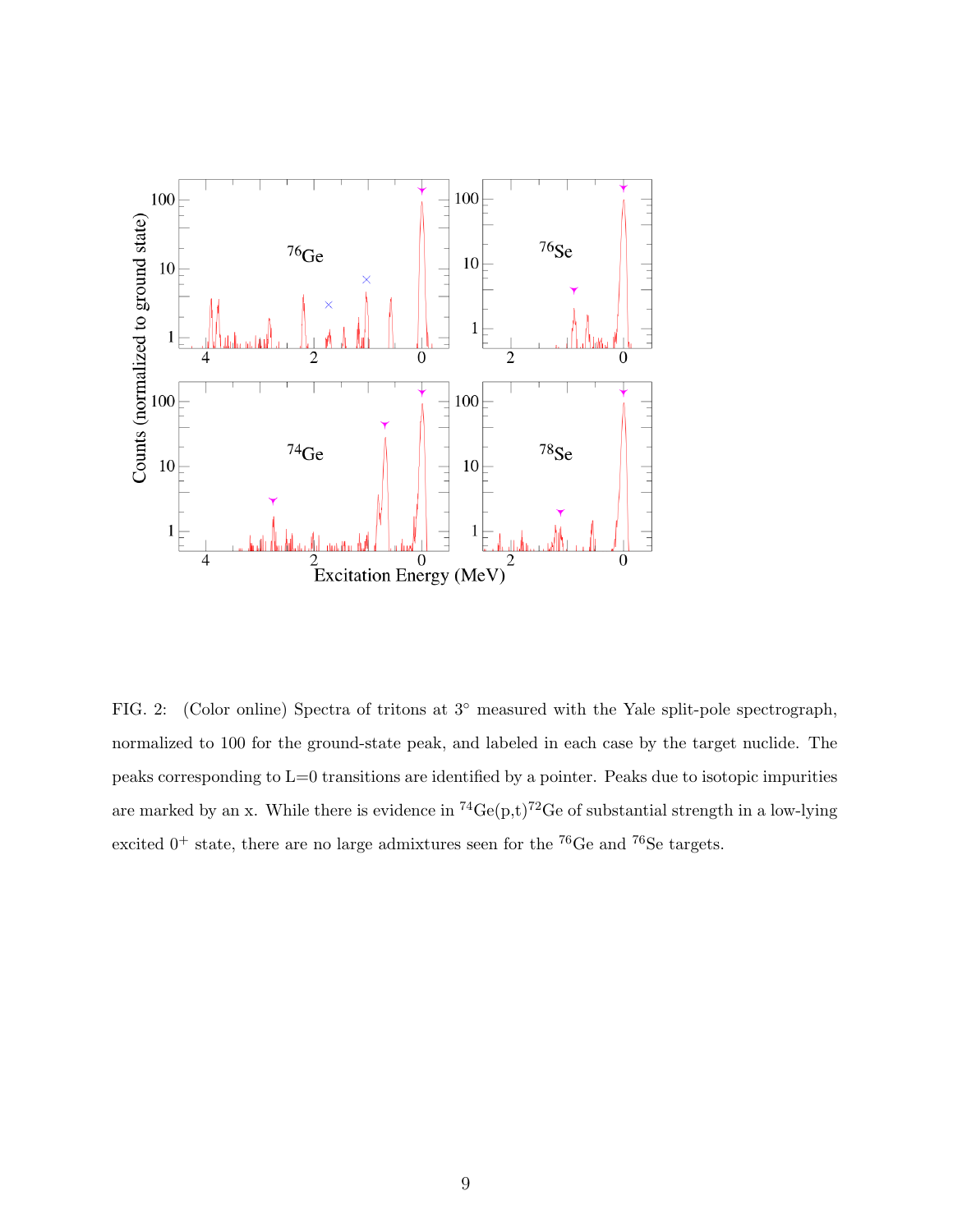FIG. 2: (Color online) Spectra of tritons at 3° measured with the Yale split-pole spectrograph, normalized to 100 for the ground-state peak, and labeled in each case by the target nuclide. The peaks corresponding to L=0 transitions are identified by a pointer. Peaks due to isotopic impurities are marked by an x. While there is evidence in $^{74}$Ge(p,t)$^{72}$Ge of substantial strength in a low-lying excited $0^+$ state, there are no large admixtures seen for the $^{76}$Ge and $^{76}$Se targets.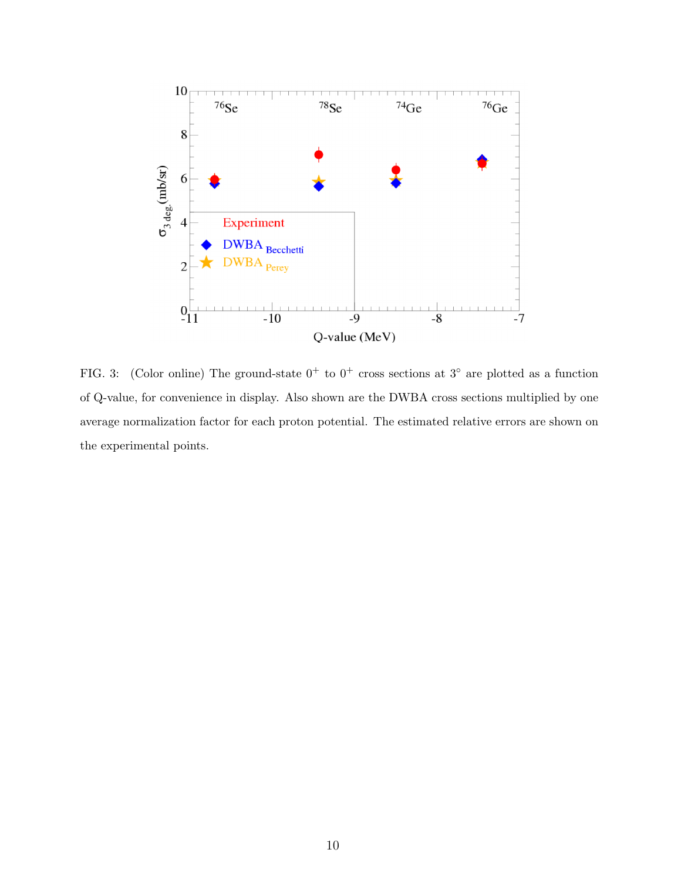FIG. 3: (Color online) The ground-state $0^+$ to $0^+$ cross sections at $3^\circ$ are plotted as a function of Q-value, for convenience in display. Also shown are the DWBA cross sections multiplied by one average normalization factor for each proton potential. The estimated relative errors are shown on the experimental points.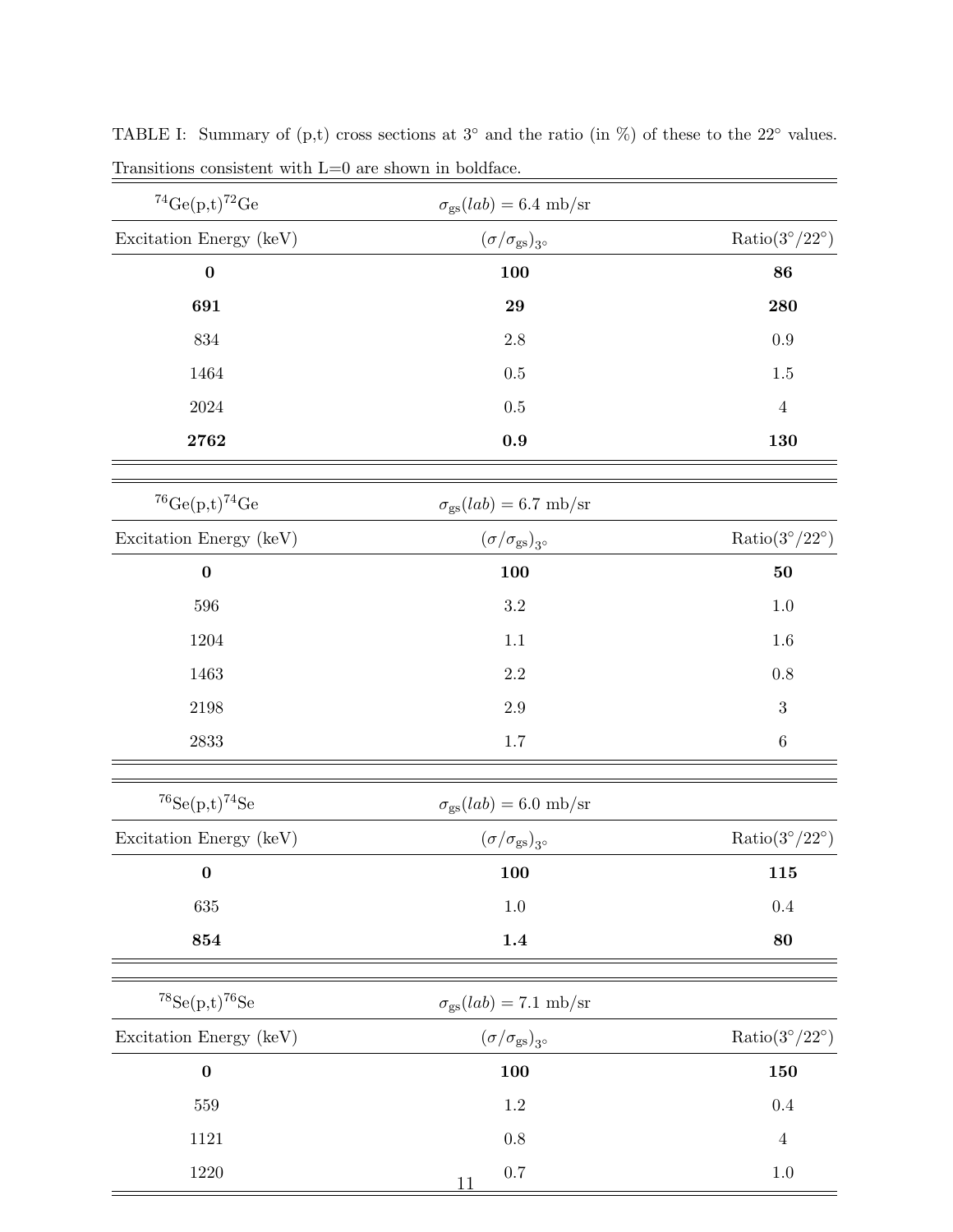TABLE I: Summary of (p,t) cross sections at 3° and the ratio (in %) of these to the 22° values. Transitions consistent with L=0 are shown in boldface.

| $^{74}$Ge(p,t)$^{72}$Ge | $\sigma_{\rm gs}(lab) = 6.4$ mb/sr | |
|---|---|---|
| Excitation Energy (keV) | $(\sigma/\sigma_{\rm gs})_{3^\circ}$ | Ratio(3°/22°) |
| **0** | **100** | **86** |
| **691** | **29** | **280** |
| 834 | 2.8 | 0.9 |
| 1464 | 0.5 | 1.5 |
| 2024 | 0.5 | 4 |
| **2762** | **0.9** | **130** |

| $^{76}$Ge(p,t)$^{74}$Ge | $\sigma_{\rm gs}(lab) = 6.7$ mb/sr | |
|---|---|---|
| Excitation Energy (keV) | $(\sigma/\sigma_{\rm gs})_{3^\circ}$ | Ratio(3°/22°) |
| **0** | **100** | **50** |
| 596 | 3.2 | 1.0 |
| 1204 | 1.1 | 1.6 |
| 1463 | 2.2 | 0.8 |
| 2198 | 2.9 | 3 |
| 2833 | 1.7 | 6 |

| $^{76}$Se(p,t)$^{74}$Se | $\sigma_{\rm gs}(lab) = 6.0$ mb/sr | |
|---|---|---|
| Excitation Energy (keV) | $(\sigma/\sigma_{\rm gs})_{3^\circ}$ | Ratio(3°/22°) |
| **0** | **100** | **115** |
| 635 | 1.0 | 0.4 |
| **854** | **1.4** | **80** |

| $^{78}$Se(p,t)$^{76}$Se | $\sigma_{\rm gs}(lab) = 7.1$ mb/sr | |
|---|---|---|
| Excitation Energy (keV) | $(\sigma/\sigma_{\rm gs})_{3^\circ}$ | Ratio(3°/22°) |
| **0** | **100** | **150** |
| 559 | 1.2 | 0.4 |
| 1121 | 0.8 | 4 |
| 1220 | 0.7 | 1.0 |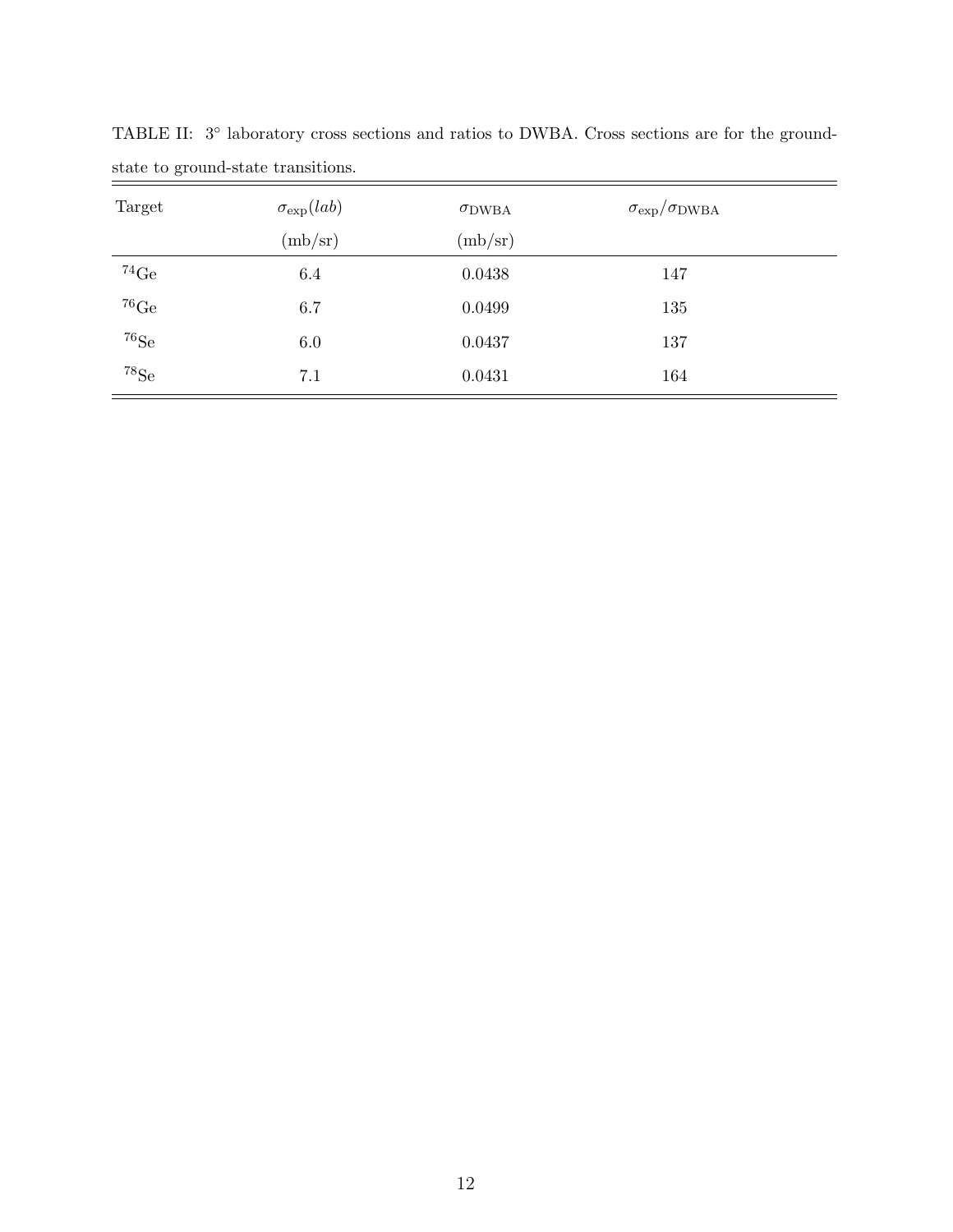TABLE II: $3^{\circ}$ laboratory cross sections and ratios to DWBA. Cross sections are for the ground-state to ground-state transitions.

| Target | $\sigma_{\mathrm{exp}}(lab)$ (mb/sr) | $\sigma_{\mathrm{DWBA}}$ (mb/sr) | $\sigma_{\mathrm{exp}}/\sigma_{\mathrm{DWBA}}$ |
|---|---|---|---|
| $^{74}$Ge | 6.4 | 0.0438 | 147 |
| $^{76}$Ge | 6.7 | 0.0499 | 135 |
| $^{76}$Se | 6.0 | 0.0437 | 137 |
| $^{78}$Se | 7.1 | 0.0431 | 164 |